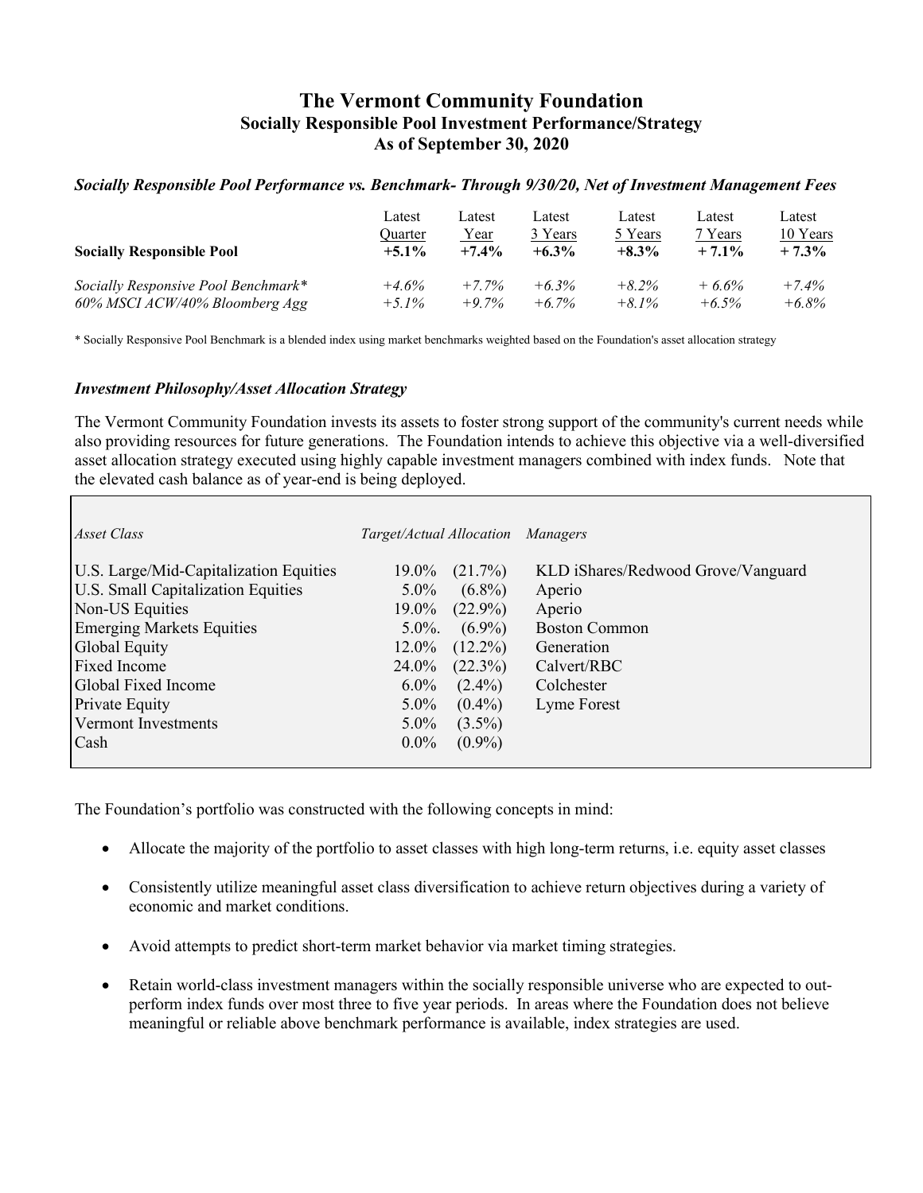# The Vermont Community Foundation
## Socially Responsible Pool Investment Performance/Strategy
## As of September 30, 2020

### *Socially Responsible Pool Performance vs. Benchmark- Through 9/30/20, Net of Investment Management Fees*

| | Latest Quarter | Latest Year | Latest 3 Years | Latest 5 Years | Latest 7 Years | Latest 10 Years |
|---|---|---|---|---|---|---|
| **Socially Responsible Pool** | **+5.1%** | **+7.4%** | **+6.3%** | **+8.3%** | **+ 7.1%** | **+ 7.3%** |
| *Socially Responsive Pool Benchmark** | *+4.6%* | *+7.7%* | *+6.3%* | *+8.2%* | *+ 6.6%* | *+7.4%* |
| *60% MSCI ACW/40% Bloomberg Agg* | *+5.1%* | *+9.7%* | *+6.7%* | *+8.1%* | *+6.5%* | *+6.8%* |

* Socially Responsive Pool Benchmark is a blended index using market benchmarks weighted based on the Foundation's asset allocation strategy

### *Investment Philosophy/Asset Allocation Strategy*

The Vermont Community Foundation invests its assets to foster strong support of the community's current needs while also providing resources for future generations. The Foundation intends to achieve this objective via a well-diversified asset allocation strategy executed using highly capable investment managers combined with index funds. Note that the elevated cash balance as of year-end is being deployed.

| *Asset Class* | *Target/Actual Allocation* | | *Managers* |
|---|---|---|---|
| U.S. Large/Mid-Capitalization Equities | 19.0% | (21.7%) | KLD iShares/Redwood Grove/Vanguard |
| U.S. Small Capitalization Equities | 5.0% | (6.8%) | Aperio |
| Non-US Equities | 19.0% | (22.9%) | Aperio |
| Emerging Markets Equities | 5.0%. | (6.9%) | Boston Common |
| Global Equity | 12.0% | (12.2%) | Generation |
| Fixed Income | 24.0% | (22.3%) | Calvert/RBC |
| Global Fixed Income | 6.0% | (2.4%) | Colchester |
| Private Equity | 5.0% | (0.4%) | Lyme Forest |
| Vermont Investments | 5.0% | (3.5%) | |
| Cash | 0.0% | (0.9%) | |

The Foundation's portfolio was constructed with the following concepts in mind:

- Allocate the majority of the portfolio to asset classes with high long-term returns, i.e. equity asset classes
- Consistently utilize meaningful asset class diversification to achieve return objectives during a variety of economic and market conditions.
- Avoid attempts to predict short-term market behavior via market timing strategies.
- Retain world-class investment managers within the socially responsible universe who are expected to out-perform index funds over most three to five year periods. In areas where the Foundation does not believe meaningful or reliable above benchmark performance is available, index strategies are used.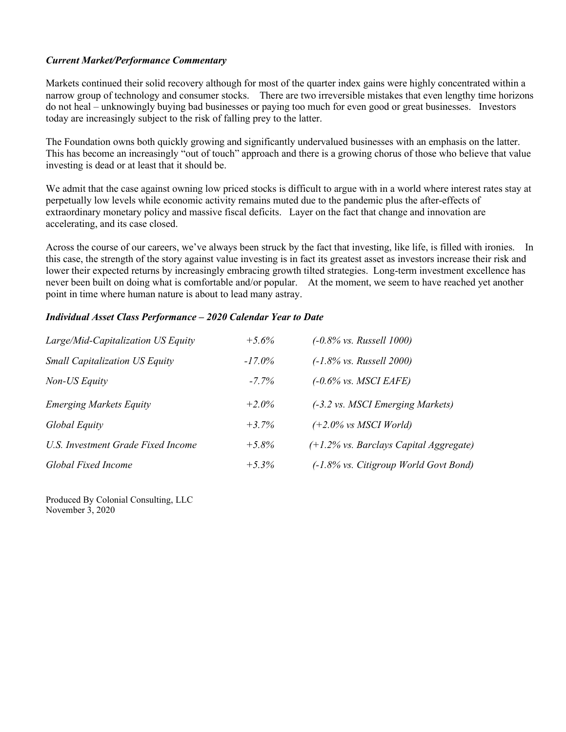***Current Market/Performance Commentary***

Markets continued their solid recovery although for most of the quarter index gains were highly concentrated within a narrow group of technology and consumer stocks. There are two irreversible mistakes that even lengthy time horizons do not heal – unknowingly buying bad businesses or paying too much for even good or great businesses. Investors today are increasingly subject to the risk of falling prey to the latter.

The Foundation owns both quickly growing and significantly undervalued businesses with an emphasis on the latter. This has become an increasingly "out of touch" approach and there is a growing chorus of those who believe that value investing is dead or at least that it should be.

We admit that the case against owning low priced stocks is difficult to argue with in a world where interest rates stay at perpetually low levels while economic activity remains muted due to the pandemic plus the after-effects of extraordinary monetary policy and massive fiscal deficits. Layer on the fact that change and innovation are accelerating, and its case closed.

Across the course of our careers, we've always been struck by the fact that investing, like life, is filled with ironies. In this case, the strength of the story against value investing is in fact its greatest asset as investors increase their risk and lower their expected returns by increasingly embracing growth tilted strategies. Long-term investment excellence has never been built on doing what is comfortable and/or popular. At the moment, we seem to have reached yet another point in time where human nature is about to lead many astray.

***Individual Asset Class Performance – 2020 Calendar Year to Date***

| | | |
|---|---|---|
| *Large/Mid-Capitalization US Equity* | *+5.6%* | *(-0.8% vs. Russell 1000)* |
| *Small Capitalization US Equity* | *-17.0%* | *(-1.8% vs. Russell 2000)* |
| *Non-US Equity* | *-7.7%* | *(-0.6% vs. MSCI EAFE)* |
| *Emerging Markets Equity* | *+2.0%* | *(-3.2 vs. MSCI Emerging Markets)* |
| *Global Equity* | *+3.7%* | *(+2.0% vs MSCI World)* |
| *U.S. Investment Grade Fixed Income* | *+5.8%* | *(+1.2% vs. Barclays Capital Aggregate)* |
| *Global Fixed Income* | *+5.3%* | *(-1.8% vs. Citigroup World Govt Bond)* |

Produced By Colonial Consulting, LLC
November 3, 2020